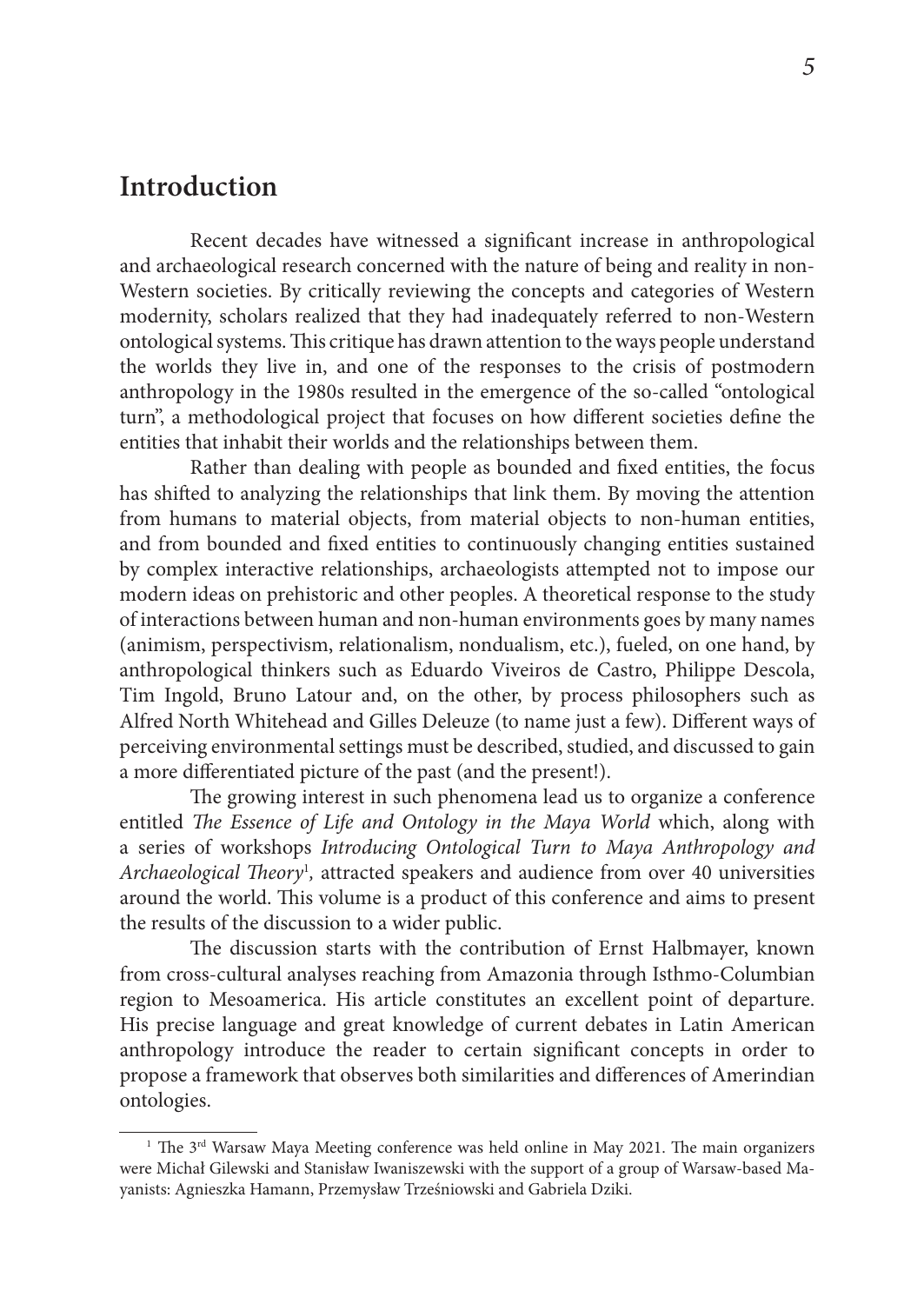# Introduction

Recent decades have witnessed a significant increase in anthropological and archaeological research concerned with the nature of being and reality in non-Western societies. By critically reviewing the concepts and categories of Western modernity, scholars realized that they had inadequately referred to non-Western ontological systems. This critique has drawn attention to the ways people understand the worlds they live in, and one of the responses to the crisis of postmodern anthropology in the 1980s resulted in the emergence of the so-called "ontological turn", a methodological project that focuses on how different societies define the entities that inhabit their worlds and the relationships between them.

Rather than dealing with people as bounded and fixed entities, the focus has shifted to analyzing the relationships that link them. By moving the attention from humans to material objects, from material objects to non-human entities, and from bounded and fixed entities to continuously changing entities sustained by complex interactive relationships, archaeologists attempted not to impose our modern ideas on prehistoric and other peoples. A theoretical response to the study of interactions between human and non-human environments goes by many names (animism, perspectivism, relationalism, nondualism, etc.), fueled, on one hand, by anthropological thinkers such as Eduardo Viveiros de Castro, Philippe Descola, Tim Ingold, Bruno Latour and, on the other, by process philosophers such as Alfred North Whitehead and Gilles Deleuze (to name just a few). Different ways of perceiving environmental settings must be described, studied, and discussed to gain a more differentiated picture of the past (and the present!).

The growing interest in such phenomena lead us to organize a conference entitled *The Essence of Life and Ontology in the Maya World* which, along with a series of workshops *Introducing Ontological Turn to Maya Anthropology and Archaeological Theory*[1], attracted speakers and audience from over 40 universities around the world. This volume is a product of this conference and aims to present the results of the discussion to a wider public.

The discussion starts with the contribution of Ernst Halbmayer, known from cross-cultural analyses reaching from Amazonia through Isthmo-Columbian region to Mesoamerica. His article constitutes an excellent point of departure. His precise language and great knowledge of current debates in Latin American anthropology introduce the reader to certain significant concepts in order to propose a framework that observes both similarities and differences of Amerindian ontologies.

---

[1] The 3rd Warsaw Maya Meeting conference was held online in May 2021. The main organizers were Michał Gilewski and Stanisław Iwaniszewski with the support of a group of Warsaw-based Mayanists: Agnieszka Hamann, Przemysław Trześniowski and Gabriela Dziki.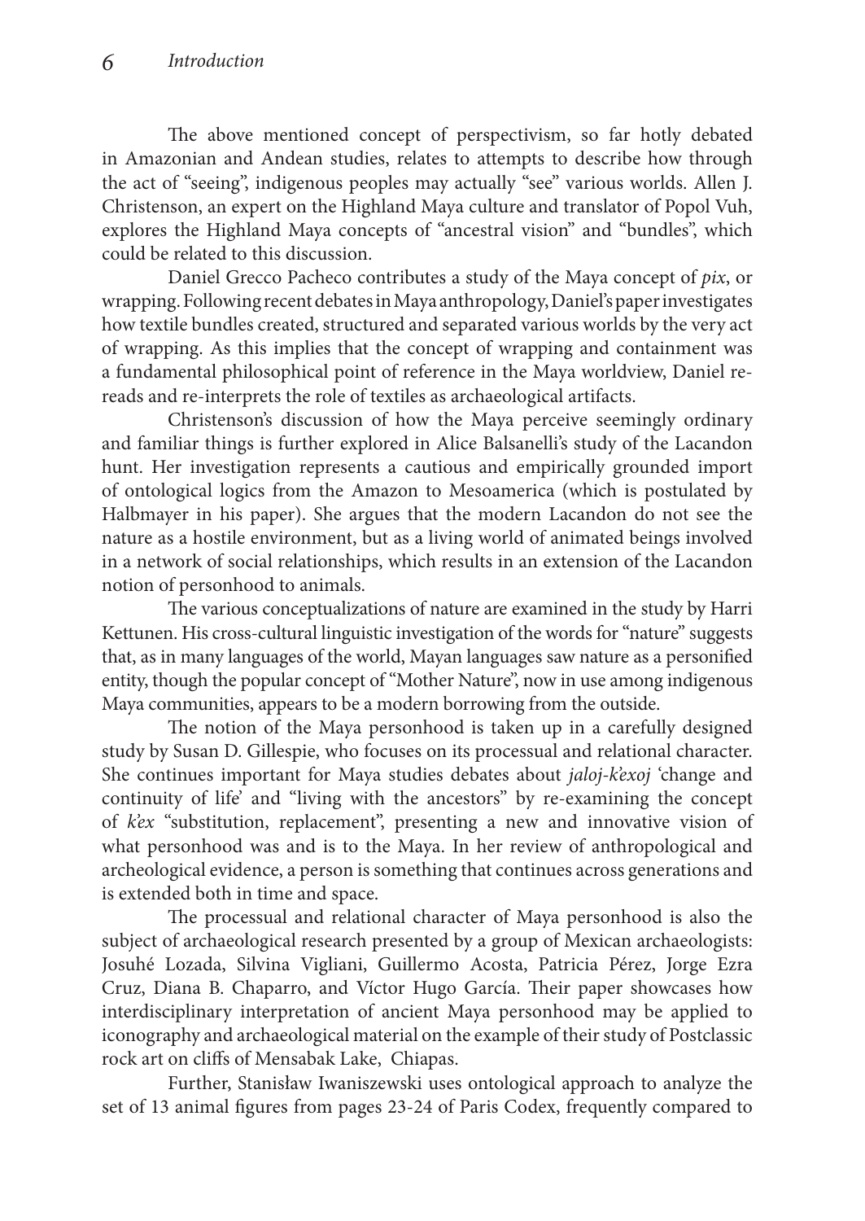The above mentioned concept of perspectivism, so far hotly debated in Amazonian and Andean studies, relates to attempts to describe how through the act of "seeing", indigenous peoples may actually "see" various worlds. Allen J. Christenson, an expert on the Highland Maya culture and translator of Popol Vuh, explores the Highland Maya concepts of "ancestral vision" and "bundles", which could be related to this discussion.

Daniel Grecco Pacheco contributes a study of the Maya concept of *pix*, or wrapping. Following recent debates in Maya anthropology, Daniel's paper investigates how textile bundles created, structured and separated various worlds by the very act of wrapping. As this implies that the concept of wrapping and containment was a fundamental philosophical point of reference in the Maya worldview, Daniel re-reads and re-interprets the role of textiles as archaeological artifacts.

Christenson's discussion of how the Maya perceive seemingly ordinary and familiar things is further explored in Alice Balsanelli's study of the Lacandon hunt. Her investigation represents a cautious and empirically grounded import of ontological logics from the Amazon to Mesoamerica (which is postulated by Halbmayer in his paper). She argues that the modern Lacandon do not see the nature as a hostile environment, but as a living world of animated beings involved in a network of social relationships, which results in an extension of the Lacandon notion of personhood to animals.

The various conceptualizations of nature are examined in the study by Harri Kettunen. His cross-cultural linguistic investigation of the words for "nature" suggests that, as in many languages of the world, Mayan languages saw nature as a personified entity, though the popular concept of "Mother Nature", now in use among indigenous Maya communities, appears to be a modern borrowing from the outside.

The notion of the Maya personhood is taken up in a carefully designed study by Susan D. Gillespie, who focuses on its processual and relational character. She continues important for Maya studies debates about *jaloj-k'exoj* 'change and continuity of life' and "living with the ancestors" by re-examining the concept of *k'ex* "substitution, replacement", presenting a new and innovative vision of what personhood was and is to the Maya. In her review of anthropological and archeological evidence, a person is something that continues across generations and is extended both in time and space.

The processual and relational character of Maya personhood is also the subject of archaeological research presented by a group of Mexican archaeologists: Josuhé Lozada, Silvina Vigliani, Guillermo Acosta, Patricia Pérez, Jorge Ezra Cruz, Diana B. Chaparro, and Víctor Hugo García. Their paper showcases how interdisciplinary interpretation of ancient Maya personhood may be applied to iconography and archaeological material on the example of their study of Postclassic rock art on cliffs of Mensabak Lake, Chiapas.

Further, Stanisław Iwaniszewski uses ontological approach to analyze the set of 13 animal figures from pages 23-24 of Paris Codex, frequently compared to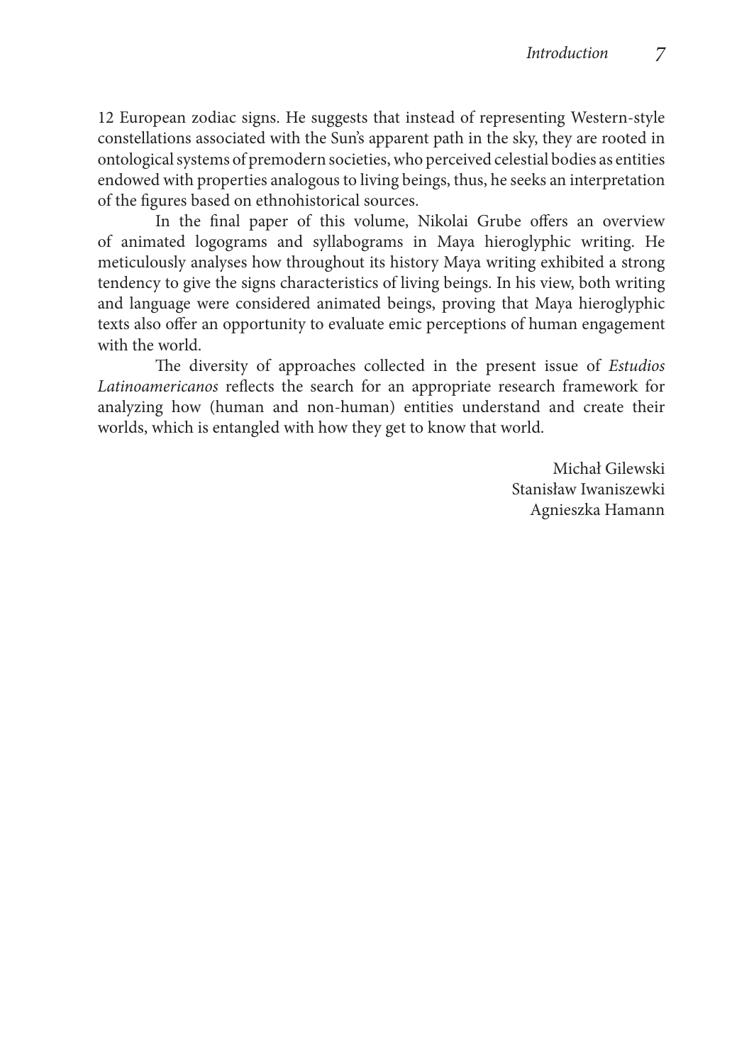12 European zodiac signs. He suggests that instead of representing Western-style constellations associated with the Sun's apparent path in the sky, they are rooted in ontological systems of premodern societies, who perceived celestial bodies as entities endowed with properties analogous to living beings, thus, he seeks an interpretation of the figures based on ethnohistorical sources.

In the final paper of this volume, Nikolai Grube offers an overview of animated logograms and syllabograms in Maya hieroglyphic writing. He meticulously analyses how throughout its history Maya writing exhibited a strong tendency to give the signs characteristics of living beings. In his view, both writing and language were considered animated beings, proving that Maya hieroglyphic texts also offer an opportunity to evaluate emic perceptions of human engagement with the world.

The diversity of approaches collected in the present issue of *Estudios Latinoamericanos* reflects the search for an appropriate research framework for analyzing how (human and non-human) entities understand and create their worlds, which is entangled with how they get to know that world.

Michał Gilewski
Stanisław Iwaniszewki
Agnieszka Hamann